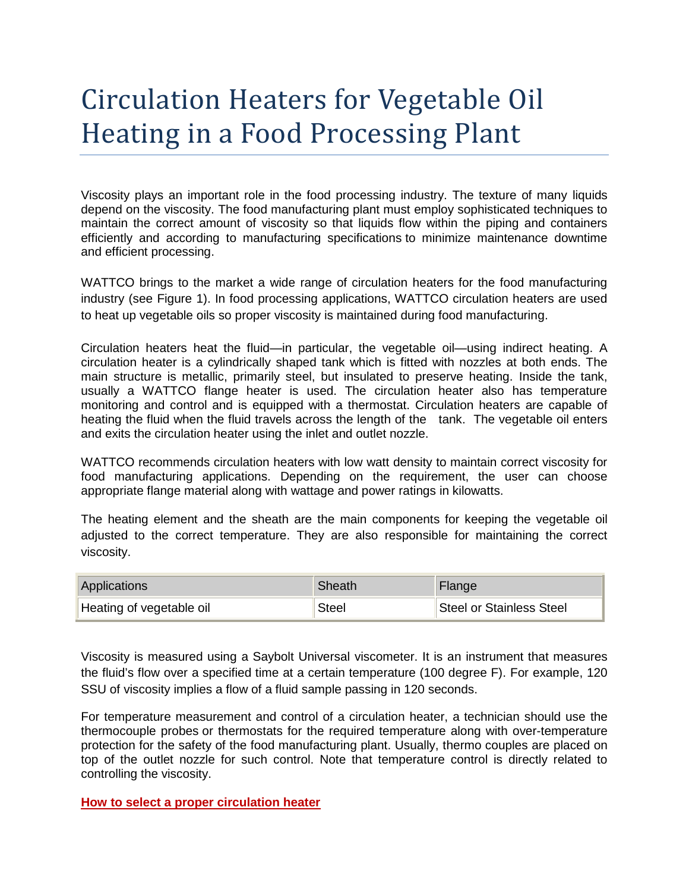# Circulation Heaters for Vegetable Oil Heating in a Food Processing Plant

Viscosity plays an important role in the food processing industry. The texture of many liquids depend on the viscosity. The food manufacturing plant must employ sophisticated techniques to maintain the correct amount of viscosity so that liquids flow within the piping and containers efficiently and according to manufacturing specifications to minimize maintenance downtime and efficient processing.

WATTCO brings to the market a wide range of circulation heaters for the food manufacturing industry (see Figure 1). In food processing applications, WATTCO circulation heaters are used to heat up vegetable oils so proper viscosity is maintained during food manufacturing.

Circulation heaters heat the fluid—in particular, the vegetable oil—using indirect heating. A circulation heater is a cylindrically shaped tank which is fitted with nozzles at both ends. The main structure is metallic, primarily steel, but insulated to preserve heating. Inside the tank, usually a WATTCO flange heater is used. The circulation heater also has temperature monitoring and control and is equipped with a thermostat. Circulation heaters are capable of heating the fluid when the fluid travels across the length of the tank. The vegetable oil enters and exits the circulation heater using the inlet and outlet nozzle.

WATTCO recommends circulation heaters with low watt density to maintain correct viscosity for food manufacturing applications. Depending on the requirement, the user can choose appropriate flange material along with wattage and power ratings in kilowatts.

The heating element and the sheath are the main components for keeping the vegetable oil adjusted to the correct temperature. They are also responsible for maintaining the correct viscosity.

| Applications | Sheath | Flange |
|---|---|---|
| Heating of vegetable oil | Steel | Steel or Stainless Steel |

Viscosity is measured using a Saybolt Universal viscometer. It is an instrument that measures the fluid's flow over a specified time at a certain temperature (100 degree F). For example, 120 SSU of viscosity implies a flow of a fluid sample passing in 120 seconds.

For temperature measurement and control of a circulation heater, a technician should use the thermocouple probes or thermostats for the required temperature along with over-temperature protection for the safety of the food manufacturing plant. Usually, thermo couples are placed on top of the outlet nozzle for such control. Note that temperature control is directly related to controlling the viscosity.

**How to select a proper circulation heater**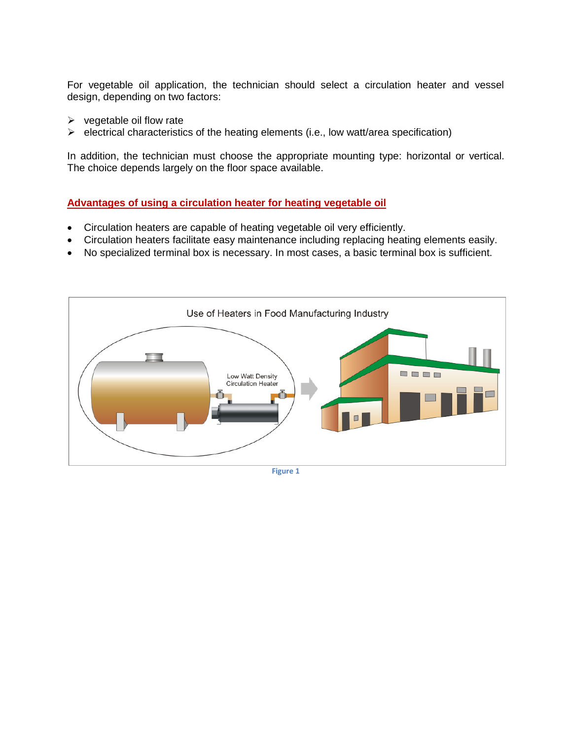For vegetable oil application, the technician should select a circulation heater and vessel design, depending on two factors:

- vegetable oil flow rate
- electrical characteristics of the heating elements (i.e., low watt/area specification)

In addition, the technician must choose the appropriate mounting type: horizontal or vertical. The choice depends largely on the floor space available.

## Advantages of using a circulation heater for heating vegetable oil

- Circulation heaters are capable of heating vegetable oil very efficiently.
- Circulation heaters facilitate easy maintenance including replacing heating elements easily.
- No specialized terminal box is necessary. In most cases, a basic terminal box is sufficient.

Use of Heaters in Food Manufacturing Industry

Low Watt Density Circulation Heater

Figure 1